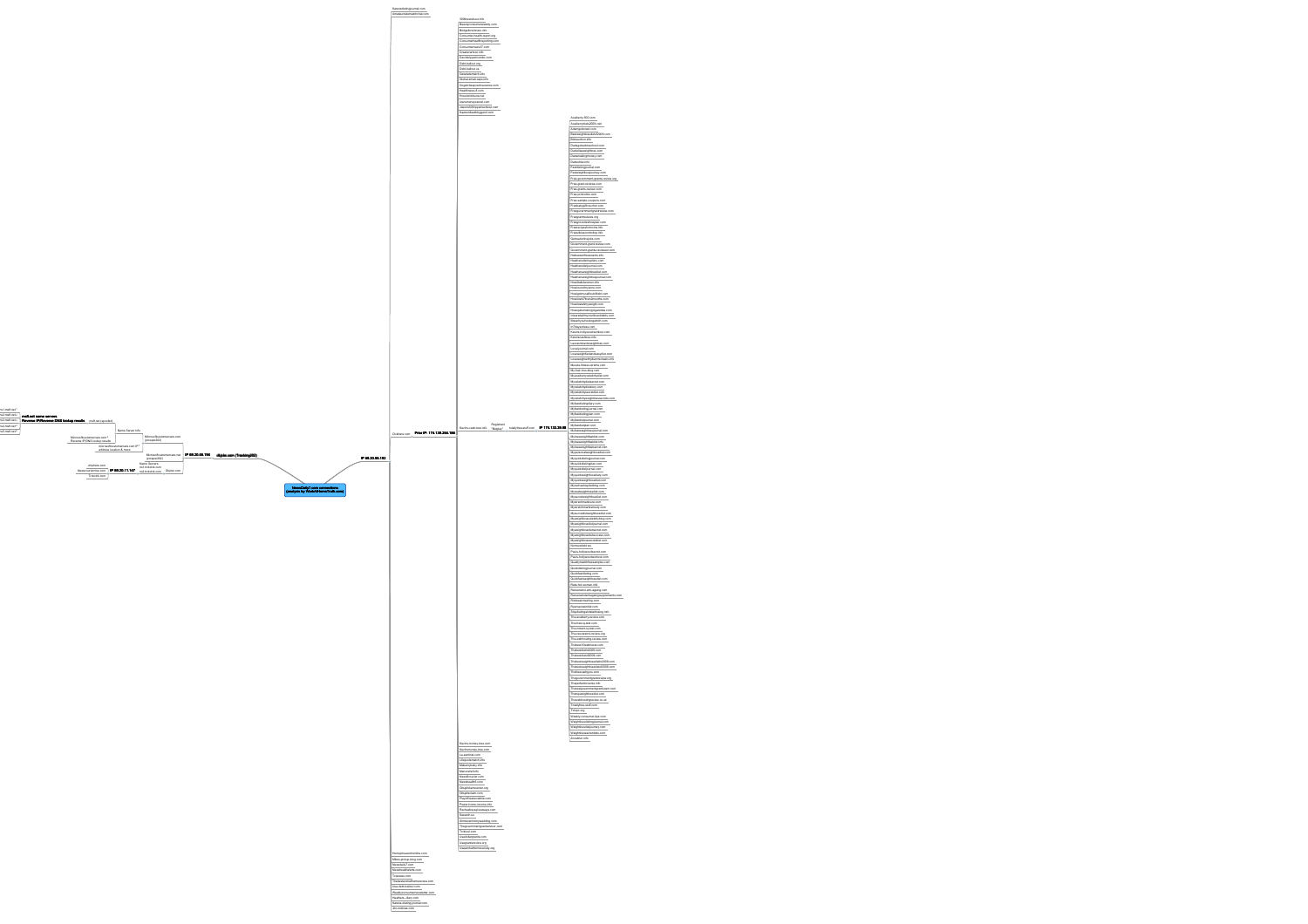**NewsDaily7.com connections (analysis by WatchHomeTruth.com)**

- **IP 69.30.55.162**
  - Dietsea.com
    - **Prior IP: 174.136.204.168**
  - Rachs-weeklows.info
    - Registrant "Birdso"
      - totallyfitnessuff.com
        - **IP 174.132.39.66**
- **clipixe.com (Tracking ID)**
  - **IP 69.30.55.194**
    - Same Server Info
      - ns8.net (op code)
        - **ns8.net same servers Reverse IP/Reverse DNS lookup results**
    - Microsoftcustomservice.com (groupx203)
      - Microsoftcustomservice.com IP Reverse IP/DNS lookup results
      - microsoftcustomservice.com IP address location A-Name
    - Microsoftcustomservice.net (groupx202)
  - Clipixe.com
    - Name Servers
      - ns1.linkstink.com
      - ns2.linkstink.com
    - **IP 69.20.11.147**
      - Jimphase.com
      - Newsvisionline.com
      - Triande.com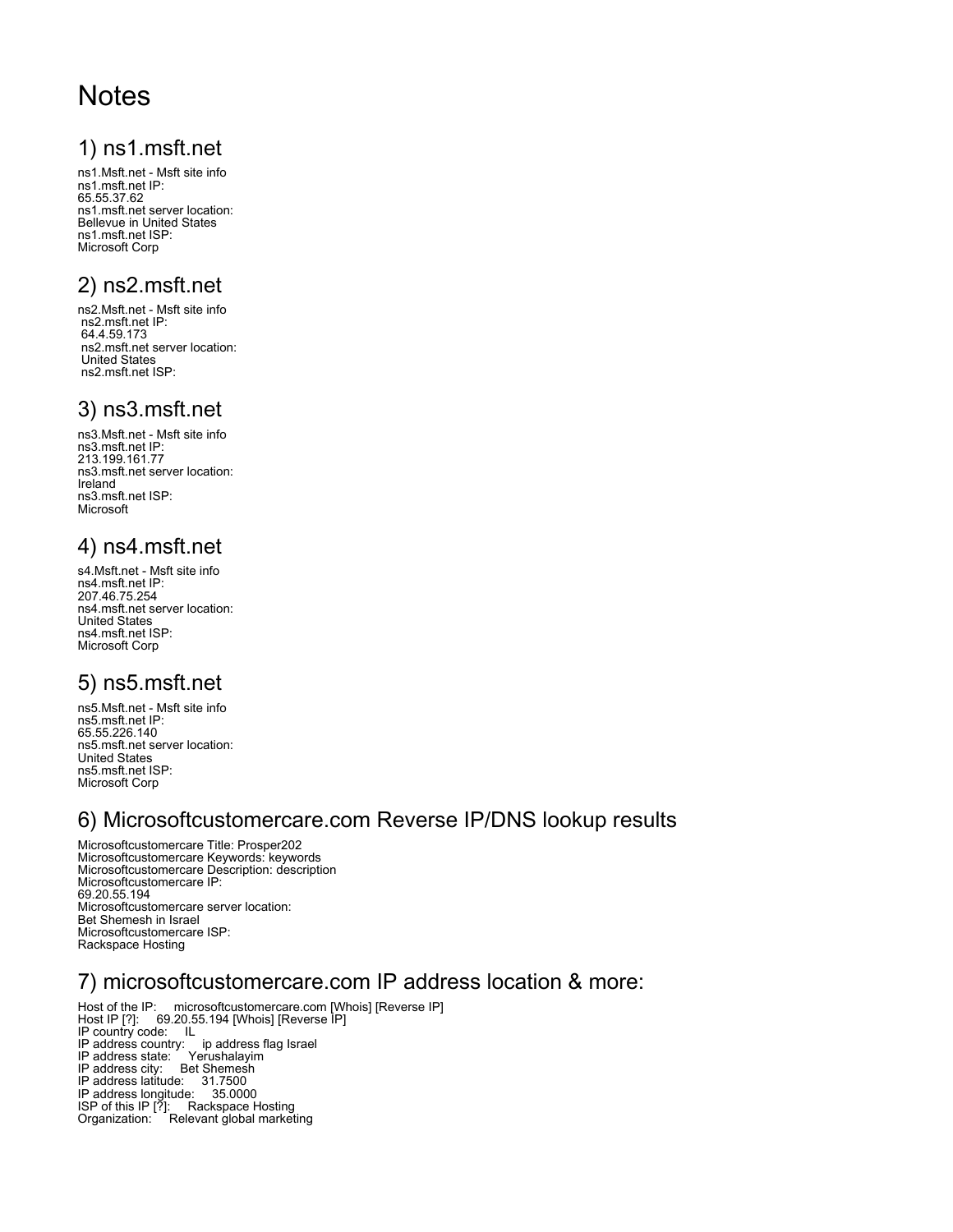# Notes

## 1) ns1.msft.net

ns1.Msft.net - Msft site info
ns1.msft.net IP:
65.55.37.62
ns1.msft.net server location:
Bellevue in United States
ns1.msft.net ISP:
Microsoft Corp

## 2) ns2.msft.net

ns2.Msft.net - Msft site info
ns2.msft.net IP:
64.4.59.173
ns2.msft.net server location:
United States
ns2.msft.net ISP:

## 3) ns3.msft.net

ns3.Msft.net - Msft site info
ns3.msft.net IP:
213.199.161.77
ns3.msft.net server location:
Ireland
ns3.msft.net ISP:
Microsoft

## 4) ns4.msft.net

s4.Msft.net - Msft site info
ns4.msft.net IP:
207.46.75.254
ns4.msft.net server location:
United States
ns4.msft.net ISP:
Microsoft Corp

## 5) ns5.msft.net

ns5.Msft.net - Msft site info
ns5.msft.net IP:
65.55.226.140
ns5.msft.net server location:
United States
ns5.msft.net ISP:
Microsoft Corp

## 6) Microsoftcustomercare.com Reverse IP/DNS lookup results

Microsoftcustomercare Title: Prosper202
Microsoftcustomercare Keywords: keywords
Microsoftcustomercare Description: description
Microsoftcustomercare IP:
69.20.55.194
Microsoftcustomercare server location:
Bet Shemesh in Israel
Microsoftcustomercare ISP:
Rackspace Hosting

## 7) microsoftcustomercare.com IP address location & more:

Host of the IP: microsoftcustomercare.com [Whois] [Reverse IP]
Host IP [?]: 69.20.55.194 [Whois] [Reverse IP]
IP country code: IL
IP address country: ip address flag Israel
IP address state: Yerushalayim
IP address city: Bet Shemesh
IP address latitude: 31.7500
IP address longitude: 35.0000
ISP of this IP [?]: Rackspace Hosting
Organization: Relevant global marketing